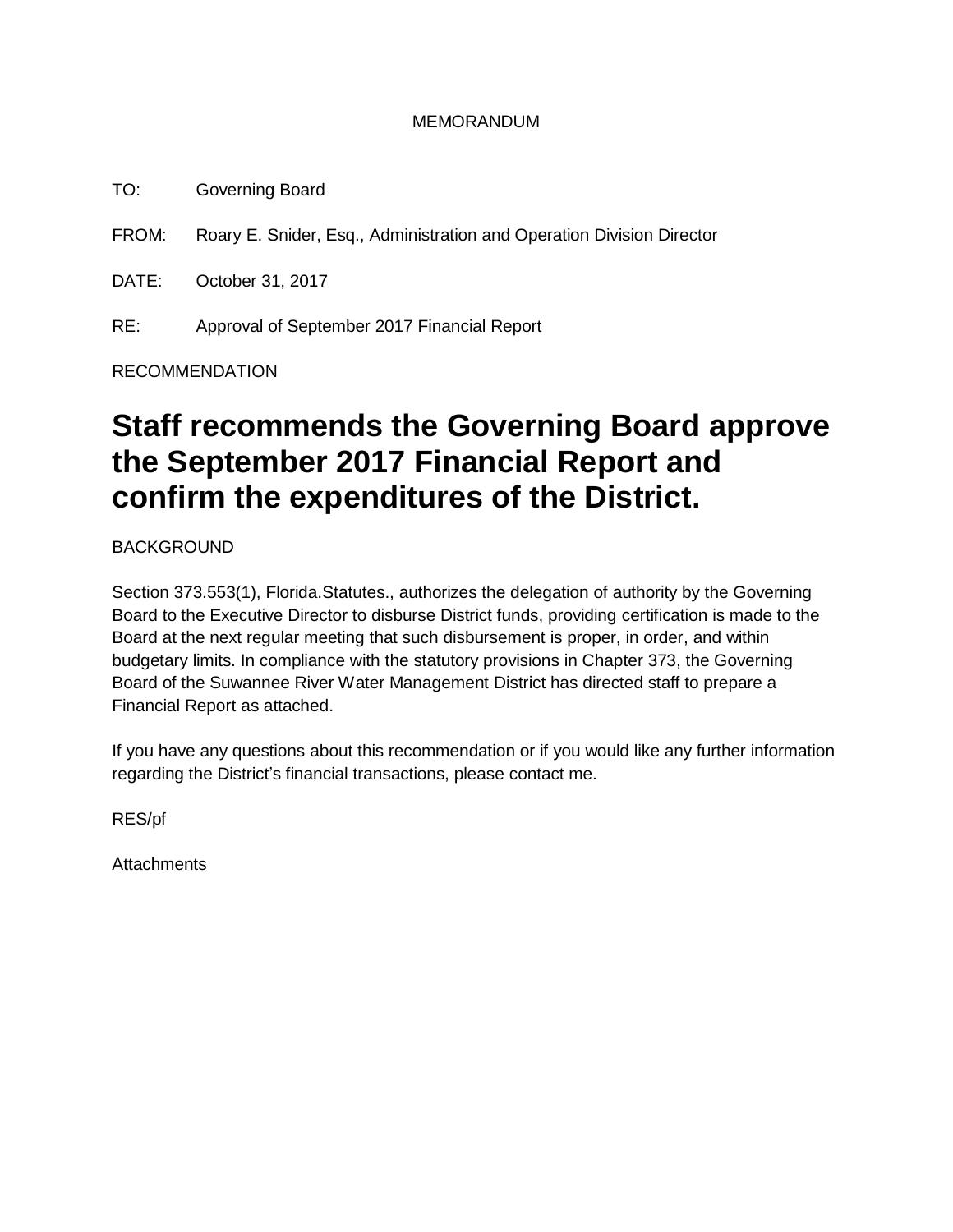MEMORANDUM

TO: Governing Board

FROM: Roary E. Snider, Esq., Administration and Operation Division Director

DATE: October 31, 2017

RE: Approval of September 2017 Financial Report

RECOMMENDATION

# Staff recommends the Governing Board approve the September 2017 Financial Report and confirm the expenditures of the District.

BACKGROUND

Section 373.553(1), Florida.Statutes., authorizes the delegation of authority by the Governing Board to the Executive Director to disburse District funds, providing certification is made to the Board at the next regular meeting that such disbursement is proper, in order, and within budgetary limits. In compliance with the statutory provisions in Chapter 373, the Governing Board of the Suwannee River Water Management District has directed staff to prepare a Financial Report as attached.

If you have any questions about this recommendation or if you would like any further information regarding the District's financial transactions, please contact me.

RES/pf

Attachments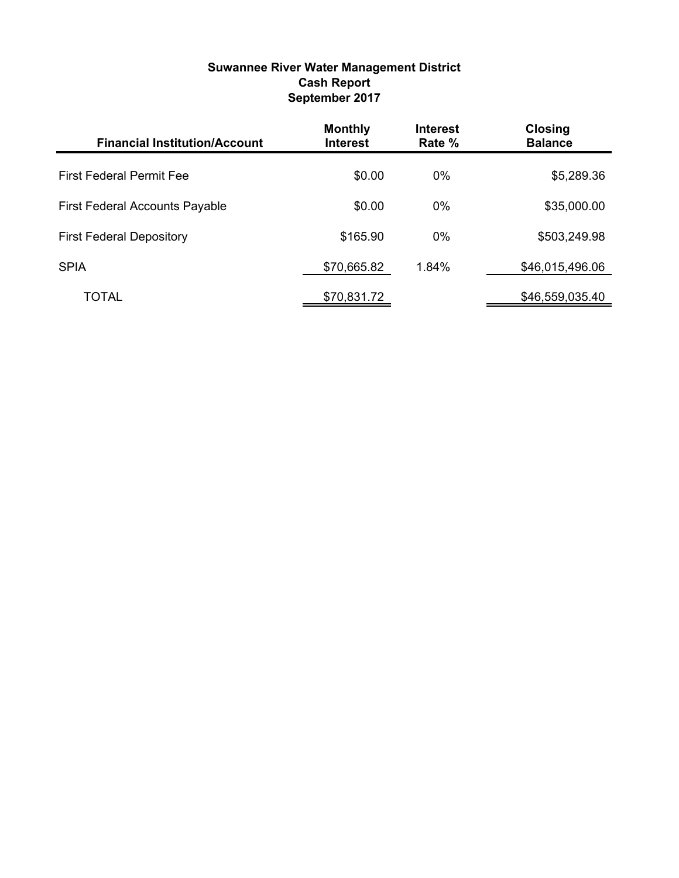**Suwannee River Water Management District**
**Cash Report**
**September 2017**

| Financial Institution/Account | Monthly Interest | Interest Rate % | Closing Balance |
|---|---|---|---|
| First Federal Permit Fee | $0.00 | 0% | $5,289.36 |
| First Federal Accounts Payable | $0.00 | 0% | $35,000.00 |
| First Federal Depository | $165.90 | 0% | $503,249.98 |
| SPIA | $70,665.82 | 1.84% | $46,015,496.06 |
| TOTAL | $70,831.72 | | $46,559,035.40 |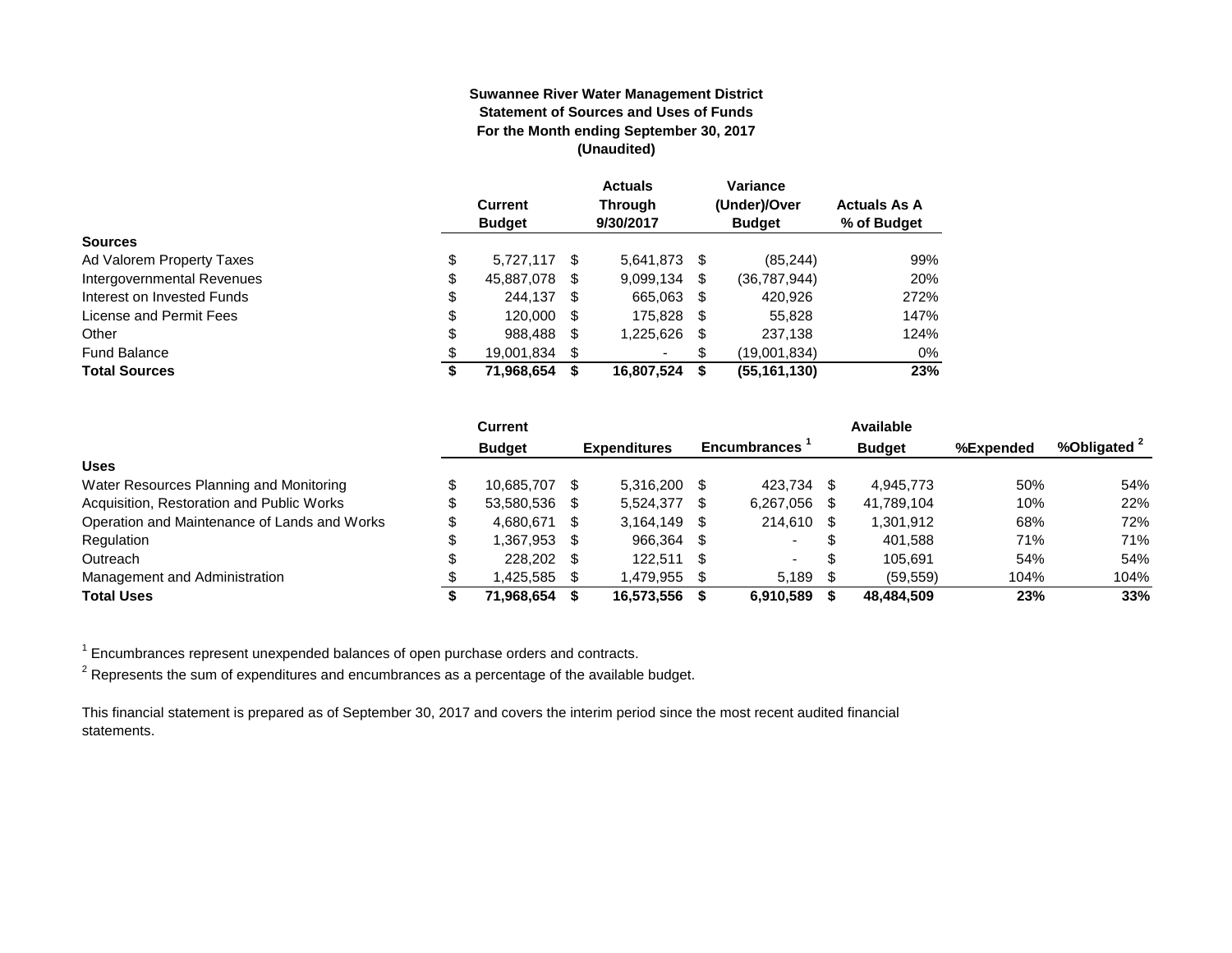**Suwannee River Water Management District**
**Statement of Sources and Uses of Funds**
**For the Month ending September 30, 2017**
**(Unaudited)**

| | Current Budget | Actuals Through 9/30/2017 | Variance (Under)/Over Budget | Actuals As A % of Budget |
|---|---|---|---|---|
| **Sources** | | | | |
| Ad Valorem Property Taxes | $ 5,727,117 | $ 5,641,873 | $ (85,244) | 99% |
| Intergovernmental Revenues | $ 45,887,078 | $ 9,099,134 | $ (36,787,944) | 20% |
| Interest on Invested Funds | $ 244,137 | $ 665,063 | $ 420,926 | 272% |
| License and Permit Fees | $ 120,000 | $ 175,828 | $ 55,828 | 147% |
| Other | $ 988,488 | $ 1,225,626 | $ 237,138 | 124% |
| Fund Balance | $ 19,001,834 | $ - | $ (19,001,834) | 0% |
| **Total Sources** | **$ 71,968,654** | **$ 16,807,524** | **$ (55,161,130)** | **23%** |

| | Current Budget | Expenditures | Encumbrances [1] | Available Budget | %Expended | %Obligated [2] |
|---|---|---|---|---|---|---|
| **Uses** | | | | | | |
| Water Resources Planning and Monitoring | $ 10,685,707 | $ 5,316,200 | $ 423,734 | $ 4,945,773 | 50% | 54% |
| Acquisition, Restoration and Public Works | $ 53,580,536 | $ 5,524,377 | $ 6,267,056 | $ 41,789,104 | 10% | 22% |
| Operation and Maintenance of Lands and Works | $ 4,680,671 | $ 3,164,149 | $ 214,610 | $ 1,301,912 | 68% | 72% |
| Regulation | $ 1,367,953 | $ 966,364 | $ - | $ 401,588 | 71% | 71% |
| Outreach | $ 228,202 | $ 122,511 | $ - | $ 105,691 | 54% | 54% |
| Management and Administration | $ 1,425,585 | $ 1,479,955 | $ 5,189 | $ (59,559) | 104% | 104% |
| **Total Uses** | **$ 71,968,654** | **$ 16,573,556** | **$ 6,910,589** | **$ 48,484,509** | **23%** | **33%** |

[1] Encumbrances represent unexpended balances of open purchase orders and contracts.

[2] Represents the sum of expenditures and encumbrances as a percentage of the available budget.

This financial statement is prepared as of September 30, 2017 and covers the interim period since the most recent audited financial statements.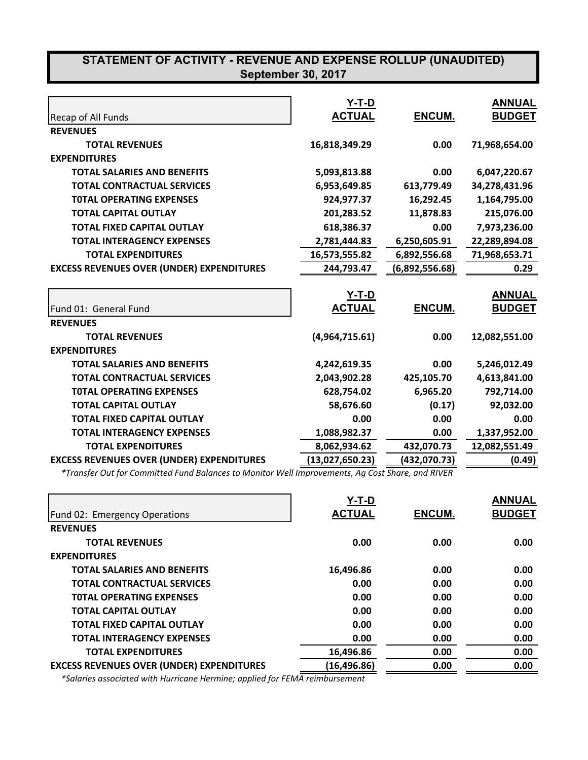## STATEMENT OF ACTIVITY - REVENUE AND EXPENSE ROLLUP (UNAUDITED)
## September 30, 2017

| Recap of All Funds | Y-T-D ACTUAL | ENCUM. | ANNUAL BUDGET |
|---|---|---|---|
| **REVENUES** | | | |
| **TOTAL REVENUES** | 16,818,349.29 | 0.00 | 71,968,654.00 |
| **EXPENDITURES** | | | |
| **TOTAL SALARIES AND BENEFITS** | 5,093,813.88 | 0.00 | 6,047,220.67 |
| **TOTAL CONTRACTUAL SERVICES** | 6,953,649.85 | 613,779.49 | 34,278,431.96 |
| **T0TAL OPERATING EXPENSES** | 924,977.37 | 16,292.45 | 1,164,795.00 |
| **TOTAL CAPITAL OUTLAY** | 201,283.52 | 11,878.83 | 215,076.00 |
| **TOTAL FIXED CAPITAL OUTLAY** | 618,386.37 | 0.00 | 7,973,236.00 |
| **TOTAL INTERAGENCY EXPENSES** | 2,781,444.83 | 6,250,605.91 | 22,289,894.08 |
| **TOTAL EXPENDITURES** | 16,573,555.82 | 6,892,556.68 | 71,968,653.71 |
| **EXCESS REVENUES OVER (UNDER) EXPENDITURES** | 244,793.47 | (6,892,556.68) | 0.29 |

| Fund 01: General Fund | Y-T-D ACTUAL | ENCUM. | ANNUAL BUDGET |
|---|---|---|---|
| **REVENUES** | | | |
| **TOTAL REVENUES** | (4,964,715.61) | 0.00 | 12,082,551.00 |
| **EXPENDITURES** | | | |
| **TOTAL SALARIES AND BENEFITS** | 4,242,619.35 | 0.00 | 5,246,012.49 |
| **TOTAL CONTRACTUAL SERVICES** | 2,043,902.28 | 425,105.70 | 4,613,841.00 |
| **T0TAL OPERATING EXPENSES** | 628,754.02 | 6,965.20 | 792,714.00 |
| **TOTAL CAPITAL OUTLAY** | 58,676.60 | (0.17) | 92,032.00 |
| **TOTAL FIXED CAPITAL OUTLAY** | 0.00 | 0.00 | 0.00 |
| **TOTAL INTERAGENCY EXPENSES** | 1,088,982.37 | 0.00 | 1,337,952.00 |
| **TOTAL EXPENDITURES** | 8,062,934.62 | 432,070.73 | 12,082,551.49 |
| **EXCESS REVENUES OVER (UNDER) EXPENDITURES** | (13,027,650.23) | (432,070.73) | (0.49) |

*\*Transfer Out for Committed Fund Balances to Monitor Well Improvements, Ag Cost Share, and RIVER*

| Fund 02: Emergency Operations | Y-T-D ACTUAL | ENCUM. | ANNUAL BUDGET |
|---|---|---|---|
| **REVENUES** | | | |
| **TOTAL REVENUES** | 0.00 | 0.00 | 0.00 |
| **EXPENDITURES** | | | |
| **TOTAL SALARIES AND BENEFITS** | 16,496.86 | 0.00 | 0.00 |
| **TOTAL CONTRACTUAL SERVICES** | 0.00 | 0.00 | 0.00 |
| **T0TAL OPERATING EXPENSES** | 0.00 | 0.00 | 0.00 |
| **TOTAL CAPITAL OUTLAY** | 0.00 | 0.00 | 0.00 |
| **TOTAL FIXED CAPITAL OUTLAY** | 0.00 | 0.00 | 0.00 |
| **TOTAL INTERAGENCY EXPENSES** | 0.00 | 0.00 | 0.00 |
| **TOTAL EXPENDITURES** | 16,496.86 | 0.00 | 0.00 |
| **EXCESS REVENUES OVER (UNDER) EXPENDITURES** | (16,496.86) | 0.00 | 0.00 |

*\*Salaries associated with Hurricane Hermine; applied for FEMA reimbursement*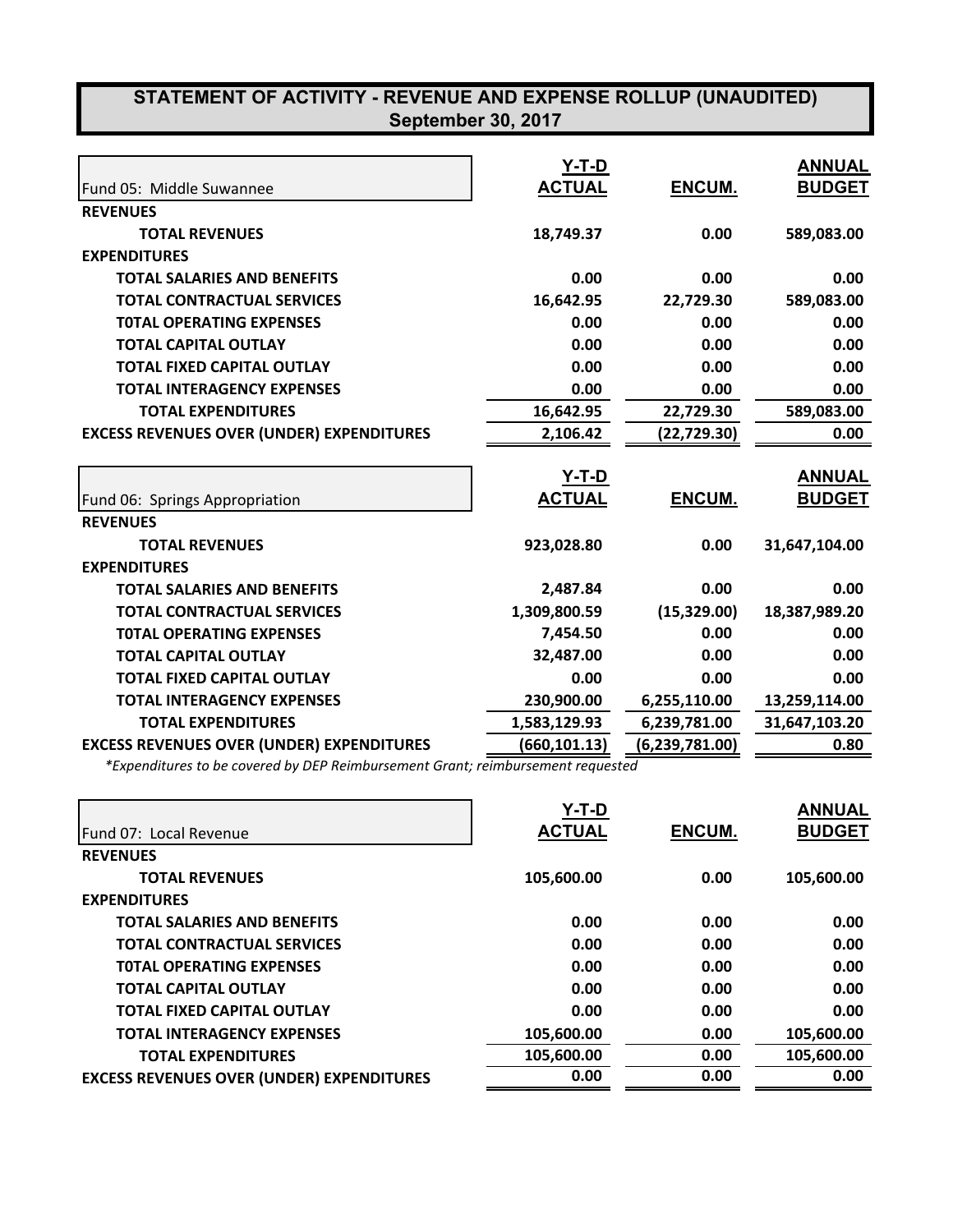# STATEMENT OF ACTIVITY - REVENUE AND EXPENSE ROLLUP (UNAUDITED)

## September 30, 2017

| Fund 05: Middle Suwannee | Y-T-D ACTUAL | ENCUM. | ANNUAL BUDGET |
|---|---|---|---|
| **REVENUES** | | | |
| **TOTAL REVENUES** | **18,749.37** | **0.00** | **589,083.00** |
| **EXPENDITURES** | | | |
| **TOTAL SALARIES AND BENEFITS** | **0.00** | **0.00** | **0.00** |
| **TOTAL CONTRACTUAL SERVICES** | **16,642.95** | **22,729.30** | **589,083.00** |
| **T0TAL OPERATING EXPENSES** | **0.00** | **0.00** | **0.00** |
| **TOTAL CAPITAL OUTLAY** | **0.00** | **0.00** | **0.00** |
| **TOTAL FIXED CAPITAL OUTLAY** | **0.00** | **0.00** | **0.00** |
| **TOTAL INTERAGENCY EXPENSES** | **0.00** | **0.00** | **0.00** |
| **TOTAL EXPENDITURES** | **16,642.95** | **22,729.30** | **589,083.00** |
| **EXCESS REVENUES OVER (UNDER) EXPENDITURES** | **2,106.42** | **(22,729.30)** | **0.00** |

| Fund 06: Springs Appropriation | Y-T-D ACTUAL | ENCUM. | ANNUAL BUDGET |
|---|---|---|---|
| **REVENUES** | | | |
| **TOTAL REVENUES** | **923,028.80** | **0.00** | **31,647,104.00** |
| **EXPENDITURES** | | | |
| **TOTAL SALARIES AND BENEFITS** | **2,487.84** | **0.00** | **0.00** |
| **TOTAL CONTRACTUAL SERVICES** | **1,309,800.59** | **(15,329.00)** | **18,387,989.20** |
| **T0TAL OPERATING EXPENSES** | **7,454.50** | **0.00** | **0.00** |
| **TOTAL CAPITAL OUTLAY** | **32,487.00** | **0.00** | **0.00** |
| **TOTAL FIXED CAPITAL OUTLAY** | **0.00** | **0.00** | **0.00** |
| **TOTAL INTERAGENCY EXPENSES** | **230,900.00** | **6,255,110.00** | **13,259,114.00** |
| **TOTAL EXPENDITURES** | **1,583,129.93** | **6,239,781.00** | **31,647,103.20** |
| **EXCESS REVENUES OVER (UNDER) EXPENDITURES** | **(660,101.13)** | **(6,239,781.00)** | **0.80** |

*\*Expenditures to be covered by DEP Reimbursement Grant; reimbursement requested*

| Fund 07: Local Revenue | Y-T-D ACTUAL | ENCUM. | ANNUAL BUDGET |
|---|---|---|---|
| **REVENUES** | | | |
| **TOTAL REVENUES** | **105,600.00** | **0.00** | **105,600.00** |
| **EXPENDITURES** | | | |
| **TOTAL SALARIES AND BENEFITS** | **0.00** | **0.00** | **0.00** |
| **TOTAL CONTRACTUAL SERVICES** | **0.00** | **0.00** | **0.00** |
| **T0TAL OPERATING EXPENSES** | **0.00** | **0.00** | **0.00** |
| **TOTAL CAPITAL OUTLAY** | **0.00** | **0.00** | **0.00** |
| **TOTAL FIXED CAPITAL OUTLAY** | **0.00** | **0.00** | **0.00** |
| **TOTAL INTERAGENCY EXPENSES** | **105,600.00** | **0.00** | **105,600.00** |
| **TOTAL EXPENDITURES** | **105,600.00** | **0.00** | **105,600.00** |
| **EXCESS REVENUES OVER (UNDER) EXPENDITURES** | **0.00** | **0.00** | **0.00** |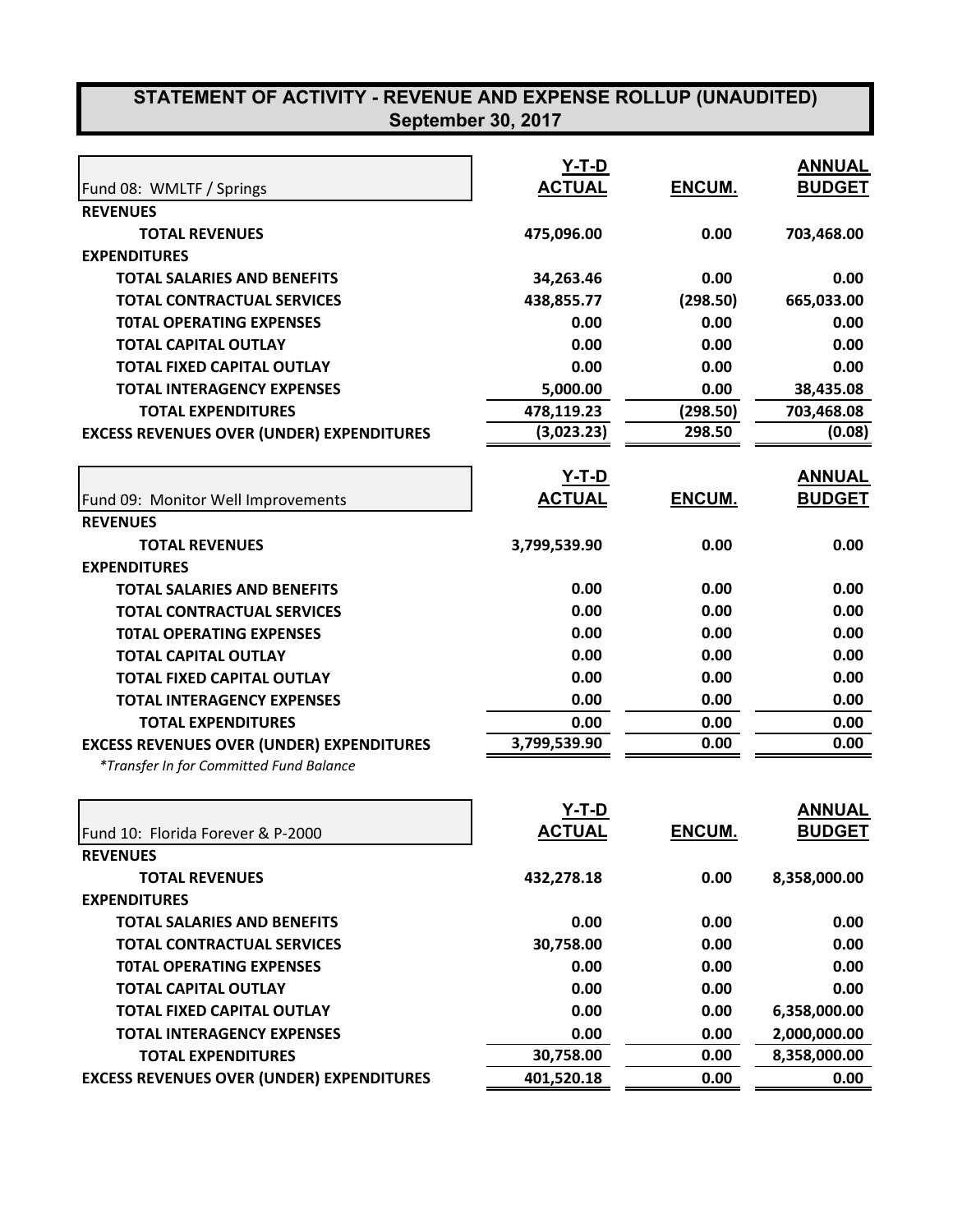# STATEMENT OF ACTIVITY - REVENUE AND EXPENSE ROLLUP (UNAUDITED)
## September 30, 2017

| Fund 08: WMLTF / Springs | Y-T-D ACTUAL | ENCUM. | ANNUAL BUDGET |
|---|---|---|---|
| **REVENUES** | | | |
| **TOTAL REVENUES** | **475,096.00** | **0.00** | **703,468.00** |
| **EXPENDITURES** | | | |
| **TOTAL SALARIES AND BENEFITS** | **34,263.46** | **0.00** | **0.00** |
| **TOTAL CONTRACTUAL SERVICES** | **438,855.77** | **(298.50)** | **665,033.00** |
| **T0TAL OPERATING EXPENSES** | **0.00** | **0.00** | **0.00** |
| **TOTAL CAPITAL OUTLAY** | **0.00** | **0.00** | **0.00** |
| **TOTAL FIXED CAPITAL OUTLAY** | **0.00** | **0.00** | **0.00** |
| **TOTAL INTERAGENCY EXPENSES** | **5,000.00** | **0.00** | **38,435.08** |
| **TOTAL EXPENDITURES** | **478,119.23** | **(298.50)** | **703,468.08** |
| **EXCESS REVENUES OVER (UNDER) EXPENDITURES** | **(3,023.23)** | **298.50** | **(0.08)** |

| Fund 09: Monitor Well Improvements | Y-T-D ACTUAL | ENCUM. | ANNUAL BUDGET |
|---|---|---|---|
| **REVENUES** | | | |
| **TOTAL REVENUES** | **3,799,539.90** | **0.00** | **0.00** |
| **EXPENDITURES** | | | |
| **TOTAL SALARIES AND BENEFITS** | **0.00** | **0.00** | **0.00** |
| **TOTAL CONTRACTUAL SERVICES** | **0.00** | **0.00** | **0.00** |
| **T0TAL OPERATING EXPENSES** | **0.00** | **0.00** | **0.00** |
| **TOTAL CAPITAL OUTLAY** | **0.00** | **0.00** | **0.00** |
| **TOTAL FIXED CAPITAL OUTLAY** | **0.00** | **0.00** | **0.00** |
| **TOTAL INTERAGENCY EXPENSES** | **0.00** | **0.00** | **0.00** |
| **TOTAL EXPENDITURES** | **0.00** | **0.00** | **0.00** |
| **EXCESS REVENUES OVER (UNDER) EXPENDITURES** | **3,799,539.90** | **0.00** | **0.00** |

*\*Transfer In for Committed Fund Balance*

| Fund 10: Florida Forever & P-2000 | Y-T-D ACTUAL | ENCUM. | ANNUAL BUDGET |
|---|---|---|---|
| **REVENUES** | | | |
| **TOTAL REVENUES** | **432,278.18** | **0.00** | **8,358,000.00** |
| **EXPENDITURES** | | | |
| **TOTAL SALARIES AND BENEFITS** | **0.00** | **0.00** | **0.00** |
| **TOTAL CONTRACTUAL SERVICES** | **30,758.00** | **0.00** | **0.00** |
| **T0TAL OPERATING EXPENSES** | **0.00** | **0.00** | **0.00** |
| **TOTAL CAPITAL OUTLAY** | **0.00** | **0.00** | **0.00** |
| **TOTAL FIXED CAPITAL OUTLAY** | **0.00** | **0.00** | **6,358,000.00** |
| **TOTAL INTERAGENCY EXPENSES** | **0.00** | **0.00** | **2,000,000.00** |
| **TOTAL EXPENDITURES** | **30,758.00** | **0.00** | **8,358,000.00** |
| **EXCESS REVENUES OVER (UNDER) EXPENDITURES** | **401,520.18** | **0.00** | **0.00** |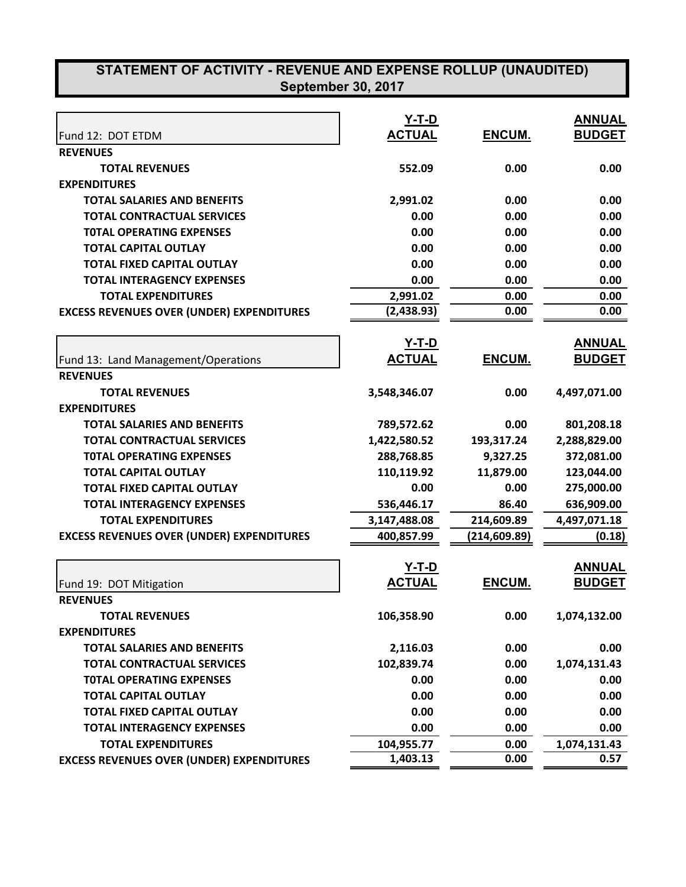# STATEMENT OF ACTIVITY - REVENUE AND EXPENSE ROLLUP (UNAUDITED)
## September 30, 2017

| Fund 12: DOT ETDM | Y-T-D ACTUAL | ENCUM. | ANNUAL BUDGET |
|---|---|---|---|
| **REVENUES** | | | |
| **TOTAL REVENUES** | **552.09** | **0.00** | **0.00** |
| **EXPENDITURES** | | | |
| **TOTAL SALARIES AND BENEFITS** | **2,991.02** | **0.00** | **0.00** |
| **TOTAL CONTRACTUAL SERVICES** | **0.00** | **0.00** | **0.00** |
| **T0TAL OPERATING EXPENSES** | **0.00** | **0.00** | **0.00** |
| **TOTAL CAPITAL OUTLAY** | **0.00** | **0.00** | **0.00** |
| **TOTAL FIXED CAPITAL OUTLAY** | **0.00** | **0.00** | **0.00** |
| **TOTAL INTERAGENCY EXPENSES** | **0.00** | **0.00** | **0.00** |
| **TOTAL EXPENDITURES** | **2,991.02** | **0.00** | **0.00** |
| **EXCESS REVENUES OVER (UNDER) EXPENDITURES** | **(2,438.93)** | **0.00** | **0.00** |

| Fund 13: Land Management/Operations | Y-T-D ACTUAL | ENCUM. | ANNUAL BUDGET |
|---|---|---|---|
| **REVENUES** | | | |
| **TOTAL REVENUES** | **3,548,346.07** | **0.00** | **4,497,071.00** |
| **EXPENDITURES** | | | |
| **TOTAL SALARIES AND BENEFITS** | **789,572.62** | **0.00** | **801,208.18** |
| **TOTAL CONTRACTUAL SERVICES** | **1,422,580.52** | **193,317.24** | **2,288,829.00** |
| **T0TAL OPERATING EXPENSES** | **288,768.85** | **9,327.25** | **372,081.00** |
| **TOTAL CAPITAL OUTLAY** | **110,119.92** | **11,879.00** | **123,044.00** |
| **TOTAL FIXED CAPITAL OUTLAY** | **0.00** | **0.00** | **275,000.00** |
| **TOTAL INTERAGENCY EXPENSES** | **536,446.17** | **86.40** | **636,909.00** |
| **TOTAL EXPENDITURES** | **3,147,488.08** | **214,609.89** | **4,497,071.18** |
| **EXCESS REVENUES OVER (UNDER) EXPENDITURES** | **400,857.99** | **(214,609.89)** | **(0.18)** |

| Fund 19: DOT Mitigation | Y-T-D ACTUAL | ENCUM. | ANNUAL BUDGET |
|---|---|---|---|
| **REVENUES** | | | |
| **TOTAL REVENUES** | **106,358.90** | **0.00** | **1,074,132.00** |
| **EXPENDITURES** | | | |
| **TOTAL SALARIES AND BENEFITS** | **2,116.03** | **0.00** | **0.00** |
| **TOTAL CONTRACTUAL SERVICES** | **102,839.74** | **0.00** | **1,074,131.43** |
| **T0TAL OPERATING EXPENSES** | **0.00** | **0.00** | **0.00** |
| **TOTAL CAPITAL OUTLAY** | **0.00** | **0.00** | **0.00** |
| **TOTAL FIXED CAPITAL OUTLAY** | **0.00** | **0.00** | **0.00** |
| **TOTAL INTERAGENCY EXPENSES** | **0.00** | **0.00** | **0.00** |
| **TOTAL EXPENDITURES** | **104,955.77** | **0.00** | **1,074,131.43** |
| **EXCESS REVENUES OVER (UNDER) EXPENDITURES** | **1,403.13** | **0.00** | **0.57** |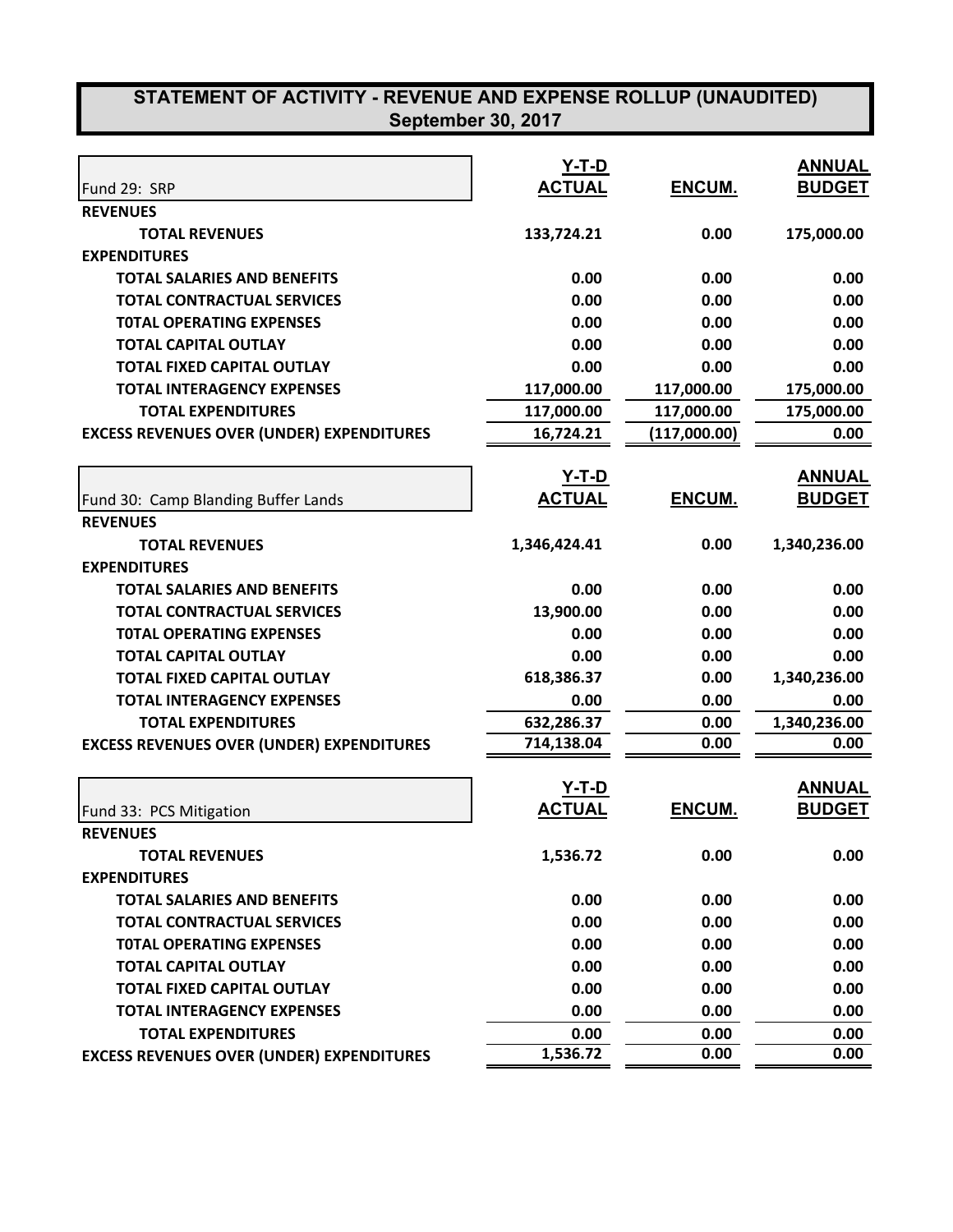# STATEMENT OF ACTIVITY - REVENUE AND EXPENSE ROLLUP (UNAUDITED)
## September 30, 2017

| Fund 29: SRP | Y-T-D ACTUAL | ENCUM. | ANNUAL BUDGET |
|---|---|---|---|
| **REVENUES** | | | |
| **TOTAL REVENUES** | 133,724.21 | 0.00 | 175,000.00 |
| **EXPENDITURES** | | | |
| **TOTAL SALARIES AND BENEFITS** | 0.00 | 0.00 | 0.00 |
| **TOTAL CONTRACTUAL SERVICES** | 0.00 | 0.00 | 0.00 |
| **T0TAL OPERATING EXPENSES** | 0.00 | 0.00 | 0.00 |
| **TOTAL CAPITAL OUTLAY** | 0.00 | 0.00 | 0.00 |
| **TOTAL FIXED CAPITAL OUTLAY** | 0.00 | 0.00 | 0.00 |
| **TOTAL INTERAGENCY EXPENSES** | 117,000.00 | 117,000.00 | 175,000.00 |
| **TOTAL EXPENDITURES** | 117,000.00 | 117,000.00 | 175,000.00 |
| **EXCESS REVENUES OVER (UNDER) EXPENDITURES** | 16,724.21 | (117,000.00) | 0.00 |

| Fund 30: Camp Blanding Buffer Lands | Y-T-D ACTUAL | ENCUM. | ANNUAL BUDGET |
|---|---|---|---|
| **REVENUES** | | | |
| **TOTAL REVENUES** | 1,346,424.41 | 0.00 | 1,340,236.00 |
| **EXPENDITURES** | | | |
| **TOTAL SALARIES AND BENEFITS** | 0.00 | 0.00 | 0.00 |
| **TOTAL CONTRACTUAL SERVICES** | 13,900.00 | 0.00 | 0.00 |
| **T0TAL OPERATING EXPENSES** | 0.00 | 0.00 | 0.00 |
| **TOTAL CAPITAL OUTLAY** | 0.00 | 0.00 | 0.00 |
| **TOTAL FIXED CAPITAL OUTLAY** | 618,386.37 | 0.00 | 1,340,236.00 |
| **TOTAL INTERAGENCY EXPENSES** | 0.00 | 0.00 | 0.00 |
| **TOTAL EXPENDITURES** | 632,286.37 | 0.00 | 1,340,236.00 |
| **EXCESS REVENUES OVER (UNDER) EXPENDITURES** | 714,138.04 | 0.00 | 0.00 |

| Fund 33: PCS Mitigation | Y-T-D ACTUAL | ENCUM. | ANNUAL BUDGET |
|---|---|---|---|
| **REVENUES** | | | |
| **TOTAL REVENUES** | 1,536.72 | 0.00 | 0.00 |
| **EXPENDITURES** | | | |
| **TOTAL SALARIES AND BENEFITS** | 0.00 | 0.00 | 0.00 |
| **TOTAL CONTRACTUAL SERVICES** | 0.00 | 0.00 | 0.00 |
| **T0TAL OPERATING EXPENSES** | 0.00 | 0.00 | 0.00 |
| **TOTAL CAPITAL OUTLAY** | 0.00 | 0.00 | 0.00 |
| **TOTAL FIXED CAPITAL OUTLAY** | 0.00 | 0.00 | 0.00 |
| **TOTAL INTERAGENCY EXPENSES** | 0.00 | 0.00 | 0.00 |
| **TOTAL EXPENDITURES** | 0.00 | 0.00 | 0.00 |
| **EXCESS REVENUES OVER (UNDER) EXPENDITURES** | 1,536.72 | 0.00 | 0.00 |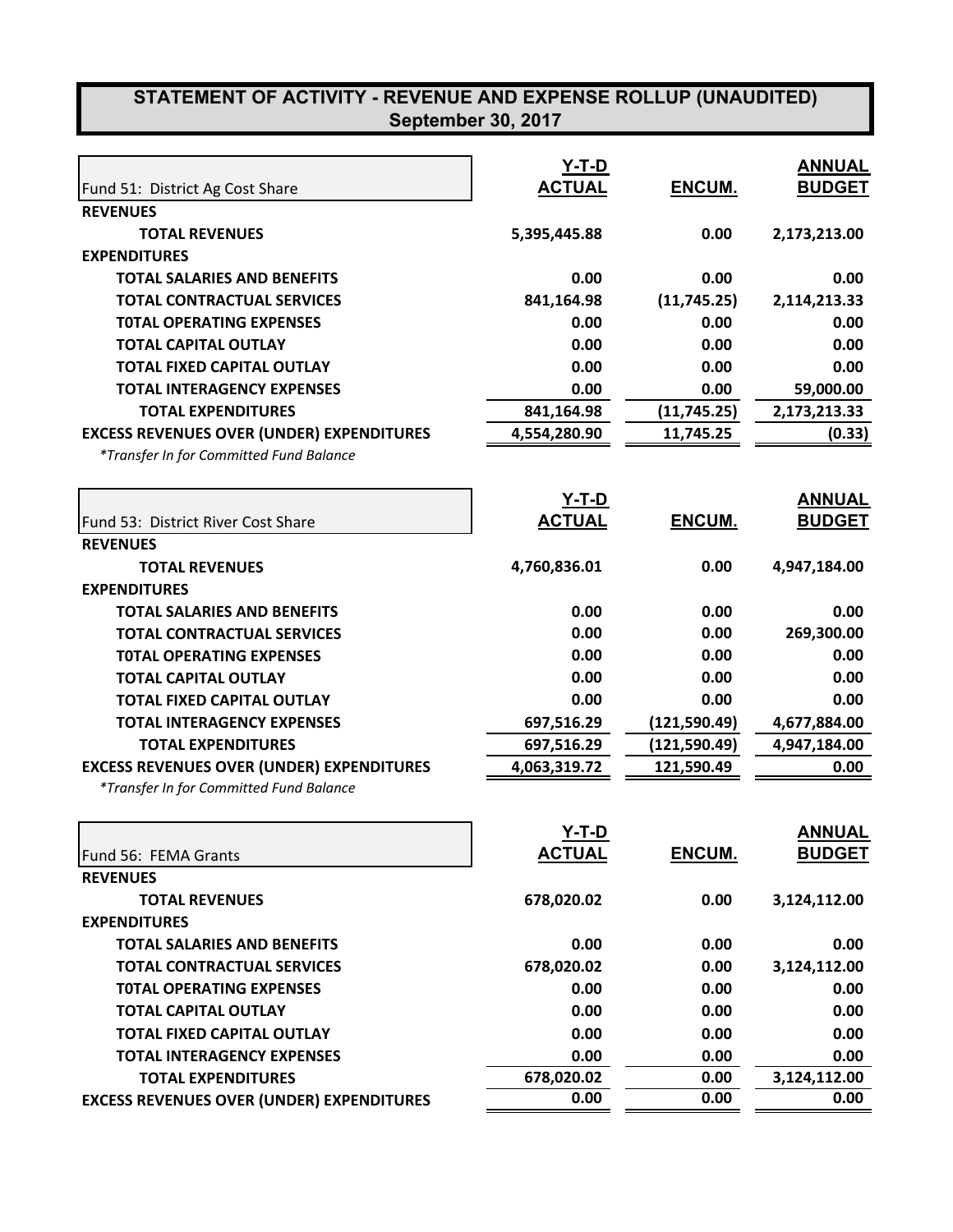## STATEMENT OF ACTIVITY - REVENUE AND EXPENSE ROLLUP (UNAUDITED)
### September 30, 2017

| Fund 51: District Ag Cost Share | Y-T-D ACTUAL | ENCUM. | ANNUAL BUDGET |
|---|---|---|---|
| **REVENUES** | | | |
| **TOTAL REVENUES** | 5,395,445.88 | 0.00 | 2,173,213.00 |
| **EXPENDITURES** | | | |
| **TOTAL SALARIES AND BENEFITS** | 0.00 | 0.00 | 0.00 |
| **TOTAL CONTRACTUAL SERVICES** | 841,164.98 | (11,745.25) | 2,114,213.33 |
| **T0TAL OPERATING EXPENSES** | 0.00 | 0.00 | 0.00 |
| **TOTAL CAPITAL OUTLAY** | 0.00 | 0.00 | 0.00 |
| **TOTAL FIXED CAPITAL OUTLAY** | 0.00 | 0.00 | 0.00 |
| **TOTAL INTERAGENCY EXPENSES** | 0.00 | 0.00 | 59,000.00 |
| **TOTAL EXPENDITURES** | 841,164.98 | (11,745.25) | 2,173,213.33 |
| **EXCESS REVENUES OVER (UNDER) EXPENDITURES** | 4,554,280.90 | 11,745.25 | (0.33) |

*\*Transfer In for Committed Fund Balance*

| Fund 53: District River Cost Share | Y-T-D ACTUAL | ENCUM. | ANNUAL BUDGET |
|---|---|---|---|
| **REVENUES** | | | |
| **TOTAL REVENUES** | 4,760,836.01 | 0.00 | 4,947,184.00 |
| **EXPENDITURES** | | | |
| **TOTAL SALARIES AND BENEFITS** | 0.00 | 0.00 | 0.00 |
| **TOTAL CONTRACTUAL SERVICES** | 0.00 | 0.00 | 269,300.00 |
| **T0TAL OPERATING EXPENSES** | 0.00 | 0.00 | 0.00 |
| **TOTAL CAPITAL OUTLAY** | 0.00 | 0.00 | 0.00 |
| **TOTAL FIXED CAPITAL OUTLAY** | 0.00 | 0.00 | 0.00 |
| **TOTAL INTERAGENCY EXPENSES** | 697,516.29 | (121,590.49) | 4,677,884.00 |
| **TOTAL EXPENDITURES** | 697,516.29 | (121,590.49) | 4,947,184.00 |
| **EXCESS REVENUES OVER (UNDER) EXPENDITURES** | 4,063,319.72 | 121,590.49 | 0.00 |

*\*Transfer In for Committed Fund Balance*

| Fund 56: FEMA Grants | Y-T-D ACTUAL | ENCUM. | ANNUAL BUDGET |
|---|---|---|---|
| **REVENUES** | | | |
| **TOTAL REVENUES** | 678,020.02 | 0.00 | 3,124,112.00 |
| **EXPENDITURES** | | | |
| **TOTAL SALARIES AND BENEFITS** | 0.00 | 0.00 | 0.00 |
| **TOTAL CONTRACTUAL SERVICES** | 678,020.02 | 0.00 | 3,124,112.00 |
| **T0TAL OPERATING EXPENSES** | 0.00 | 0.00 | 0.00 |
| **TOTAL CAPITAL OUTLAY** | 0.00 | 0.00 | 0.00 |
| **TOTAL FIXED CAPITAL OUTLAY** | 0.00 | 0.00 | 0.00 |
| **TOTAL INTERAGENCY EXPENSES** | 0.00 | 0.00 | 0.00 |
| **TOTAL EXPENDITURES** | 678,020.02 | 0.00 | 3,124,112.00 |
| **EXCESS REVENUES OVER (UNDER) EXPENDITURES** | 0.00 | 0.00 | 0.00 |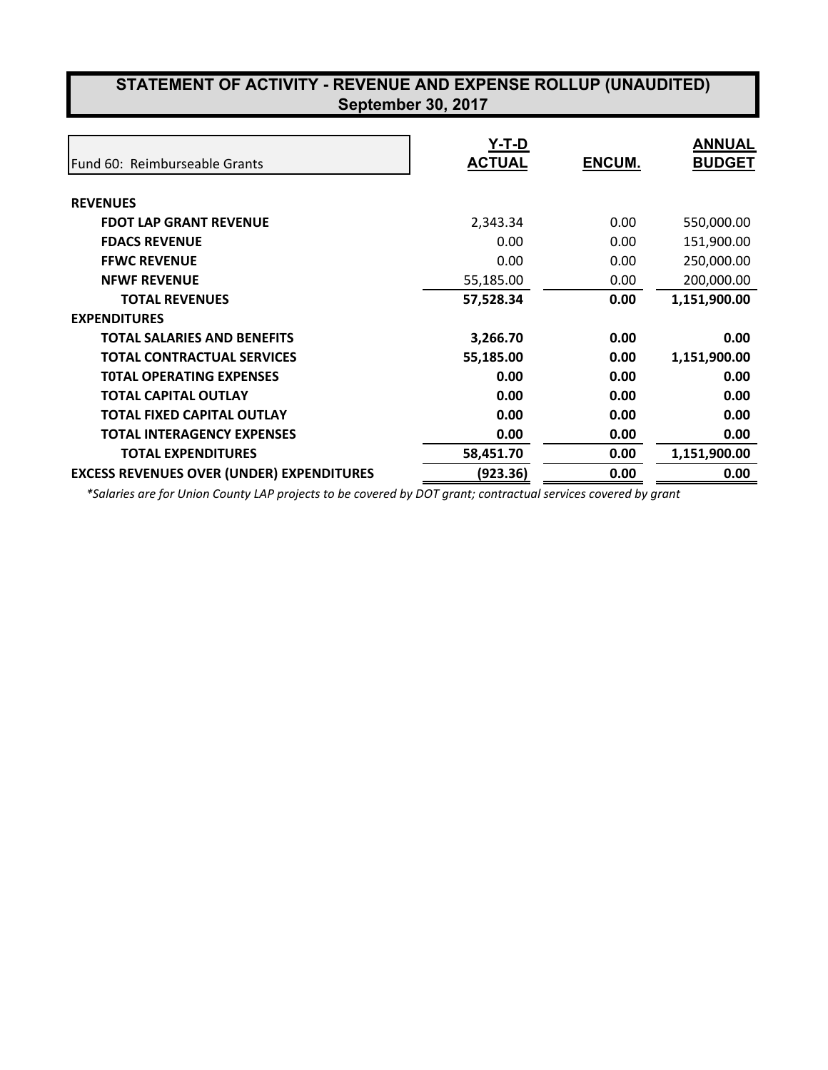## STATEMENT OF ACTIVITY - REVENUE AND EXPENSE ROLLUP (UNAUDITED)
## September 30, 2017

| Fund 60: Reimburseable Grants | Y-T-D ACTUAL | ENCUM. | ANNUAL BUDGET |
|---|---|---|---|
| **REVENUES** | | | |
| **FDOT LAP GRANT REVENUE** | 2,343.34 | 0.00 | 550,000.00 |
| **FDACS REVENUE** | 0.00 | 0.00 | 151,900.00 |
| **FFWC REVENUE** | 0.00 | 0.00 | 250,000.00 |
| **NFWF REVENUE** | 55,185.00 | 0.00 | 200,000.00 |
| **TOTAL REVENUES** | **57,528.34** | **0.00** | **1,151,900.00** |
| **EXPENDITURES** | | | |
| **TOTAL SALARIES AND BENEFITS** | **3,266.70** | **0.00** | **0.00** |
| **TOTAL CONTRACTUAL SERVICES** | **55,185.00** | **0.00** | **1,151,900.00** |
| **T0TAL OPERATING EXPENSES** | **0.00** | **0.00** | **0.00** |
| **TOTAL CAPITAL OUTLAY** | **0.00** | **0.00** | **0.00** |
| **TOTAL FIXED CAPITAL OUTLAY** | **0.00** | **0.00** | **0.00** |
| **TOTAL INTERAGENCY EXPENSES** | **0.00** | **0.00** | **0.00** |
| **TOTAL EXPENDITURES** | **58,451.70** | **0.00** | **1,151,900.00** |
| **EXCESS REVENUES OVER (UNDER) EXPENDITURES** | **(923.36)** | **0.00** | **0.00** |

*\*Salaries are for Union County LAP projects to be covered by DOT grant; contractual services covered by grant*